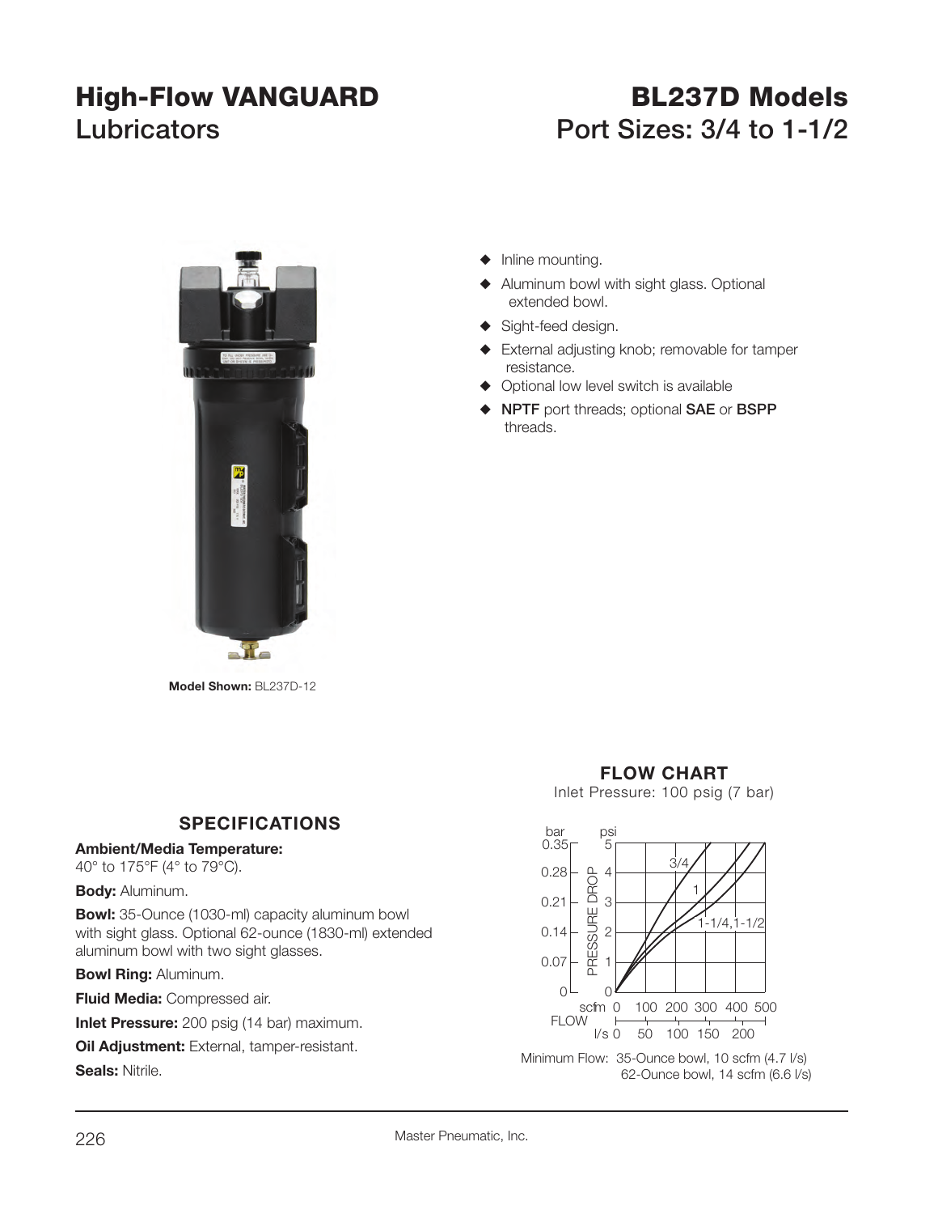# High-Flow VANGUARD Lubricators

# BL237D Models
## Port Sizes: 3/4 to 1-1/2

Model Shown: BL237D-12

- Inline mounting.
- Aluminum bowl with sight glass. Optional extended bowl.
- Sight-feed design.
- External adjusting knob; removable for tamper resistance.
- Optional low level switch is available
- **NPTF** port threads; optional **SAE** or **BSPP** threads.

## SPECIFICATIONS

**Ambient/Media Temperature:**
40° to 175°F (4° to 79°C).

**Body:** Aluminum.

**Bowl:** 35-Ounce (1030-ml) capacity aluminum bowl with sight glass. Optional 62-ounce (1830-ml) extended aluminum bowl with two sight glasses.

**Bowl Ring:** Aluminum.

**Fluid Media:** Compressed air.

**Inlet Pressure:** 200 psig (14 bar) maximum.

**Oil Adjustment:** External, tamper-resistant.

**Seals:** Nitrile.

## FLOW CHART

Inlet Pressure: 100 psig (7 bar)

Minimum Flow: 35-Ounce bowl, 10 scfm (4.7 l/s)
62-Ounce bowl, 14 scfm (6.6 l/s)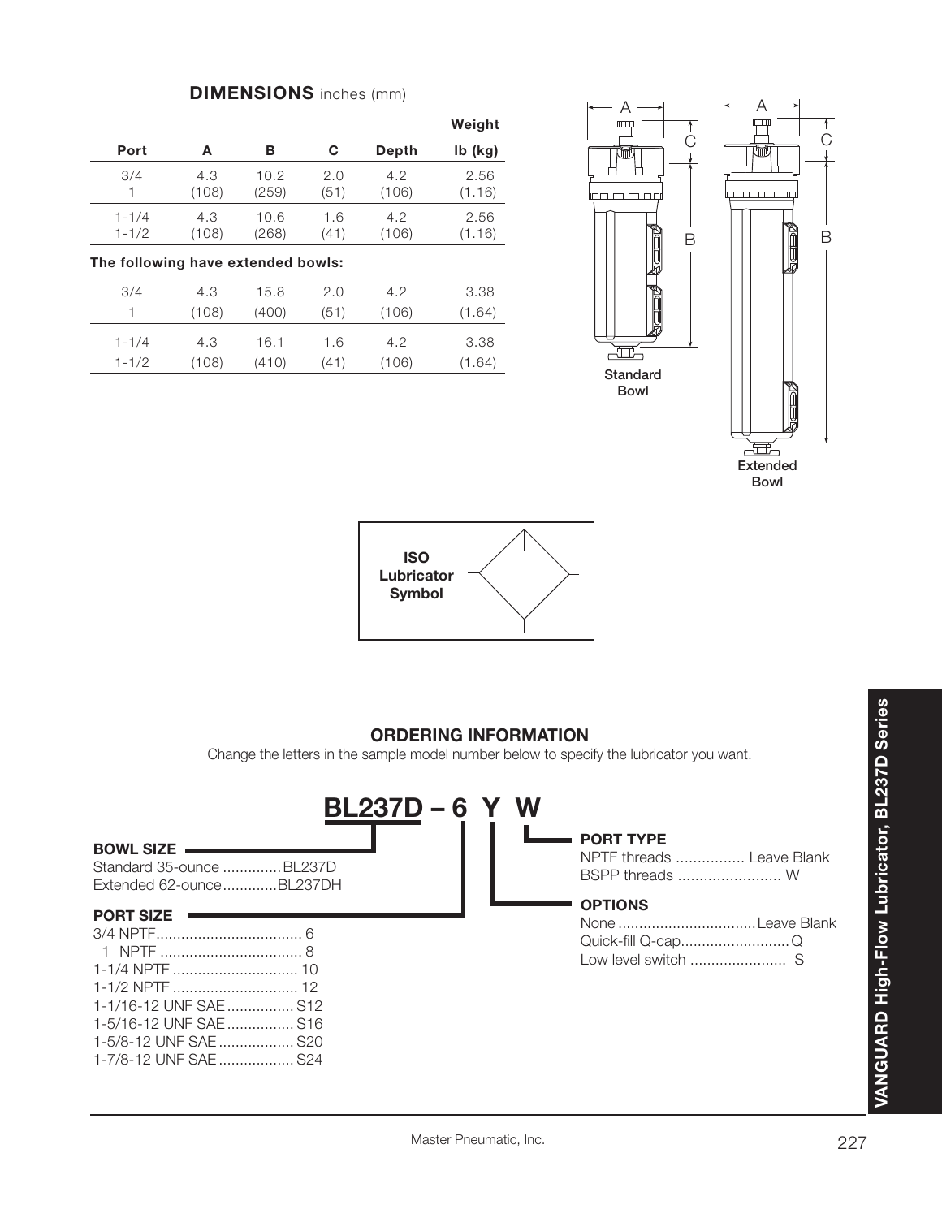## DIMENSIONS inches (mm)

| Port | A | B | C | Depth | Weight lb (kg) |
|---|---|---|---|---|---|
| 3/4<br>1 | 4.3<br>(108) | 10.2<br>(259) | 2.0<br>(51) | 4.2<br>(106) | 2.56<br>(1.16) |
| 1-1/4<br>1-1/2 | 4.3<br>(108) | 10.6<br>(268) | 1.6<br>(41) | 4.2<br>(106) | 2.56<br>(1.16) |
| **The following have extended bowls:** | | | | | |
| 3/4<br>1 | 4.3<br>(108) | 15.8<br>(400) | 2.0<br>(51) | 4.2<br>(106) | 3.38<br>(1.64) |
| 1-1/4<br>1-1/2 | 4.3<br>(108) | 16.1<br>(410) | 1.6<br>(41) | 4.2<br>(106) | 3.38<br>(1.64) |

A
C
B
**Standard Bowl**

A
C
B
**Extended Bowl**

**ISO Lubricator Symbol**

## ORDERING INFORMATION

Change the letters in the sample model number below to specify the lubricator you want.

**BL237D – 6 Y W**

**BOWL SIZE**
Standard 35-ounce .............. BL237D
Extended 62-ounce............. BL237DH

**PORT SIZE**
3/4 NPTF.................................. 6
1 NPTF .................................. 8
1-1/4 NPTF .............................. 10
1-1/2 NPTF .............................. 12
1-1/16-12 UNF SAE ................ S12
1-5/16-12 UNF SAE ................ S16
1-5/8-12 UNF SAE .................. S20
1-7/8-12 UNF SAE .................. S24

**PORT TYPE**
NPTF threads ................ Leave Blank
BSPP threads ........................ W

**OPTIONS**
None ................................. Leave Blank
Quick-fill Q-cap.......................... Q
Low level switch ....................... S